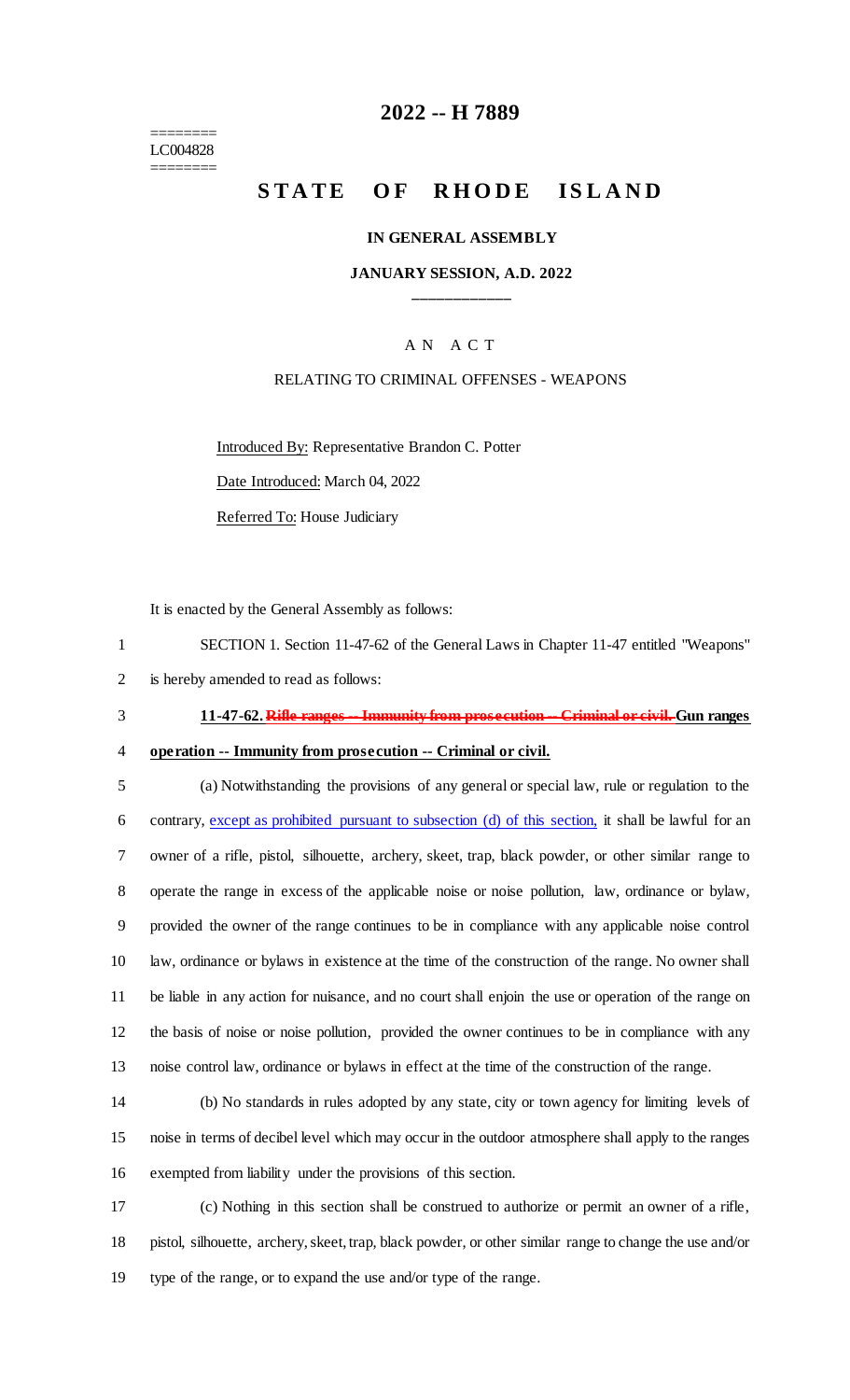========
LC004828
========

# 2022 -- H 7889

# STATE OF RHODE ISLAND

**IN GENERAL ASSEMBLY**

**JANUARY SESSION, A.D. 2022**

\_\_\_\_\_\_\_\_\_\_\_\_

A N A C T

RELATING TO CRIMINAL OFFENSES - WEAPONS

Introduced By: Representative Brandon C. Potter

Date Introduced: March 04, 2022

Referred To: House Judiciary

It is enacted by the General Assembly as follows:

SECTION 1. Section 11-47-62 of the General Laws in Chapter 11-47 entitled "Weapons" is hereby amended to read as follows:

**11-47-62. ~~Rifle ranges -- Immunity from prosecution -- Criminal or civil.~~ Gun ranges operation -- Immunity from prosecution -- Criminal or civil.**

(a) Notwithstanding the provisions of any general or special law, rule or regulation to the contrary, except as prohibited pursuant to subsection (d) of this section, it shall be lawful for an owner of a rifle, pistol, silhouette, archery, skeet, trap, black powder, or other similar range to operate the range in excess of the applicable noise or noise pollution, law, ordinance or bylaw, provided the owner of the range continues to be in compliance with any applicable noise control law, ordinance or bylaws in existence at the time of the construction of the range. No owner shall be liable in any action for nuisance, and no court shall enjoin the use or operation of the range on the basis of noise or noise pollution, provided the owner continues to be in compliance with any noise control law, ordinance or bylaws in effect at the time of the construction of the range.

(b) No standards in rules adopted by any state, city or town agency for limiting levels of noise in terms of decibel level which may occur in the outdoor atmosphere shall apply to the ranges exempted from liability under the provisions of this section.

(c) Nothing in this section shall be construed to authorize or permit an owner of a rifle, pistol, silhouette, archery, skeet, trap, black powder, or other similar range to change the use and/or type of the range, or to expand the use and/or type of the range.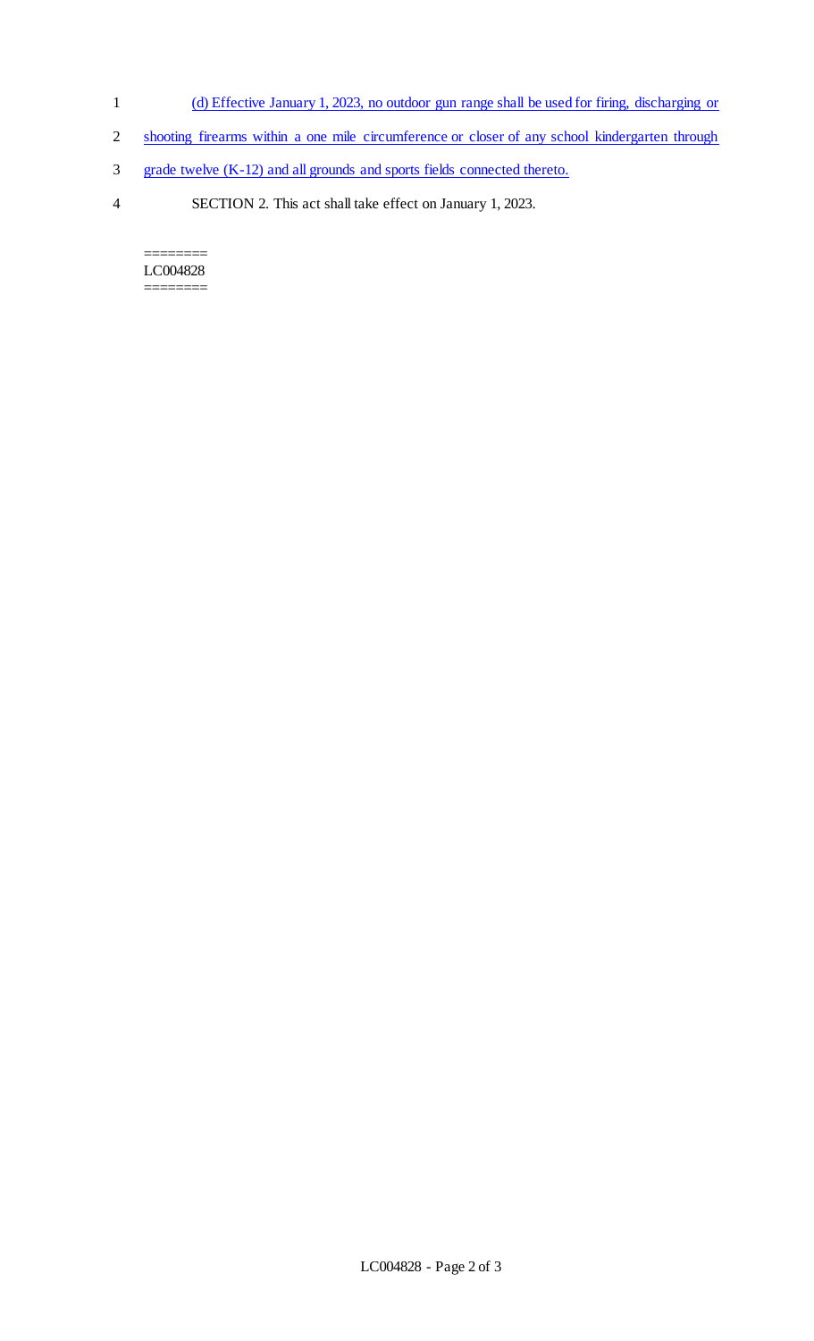(d) Effective January 1, 2023, no outdoor gun range shall be used for firing, discharging or shooting firearms within a one mile circumference or closer of any school kindergarten through grade twelve (K-12) and all grounds and sports fields connected thereto.

SECTION 2. This act shall take effect on January 1, 2023.

========
LC004828
========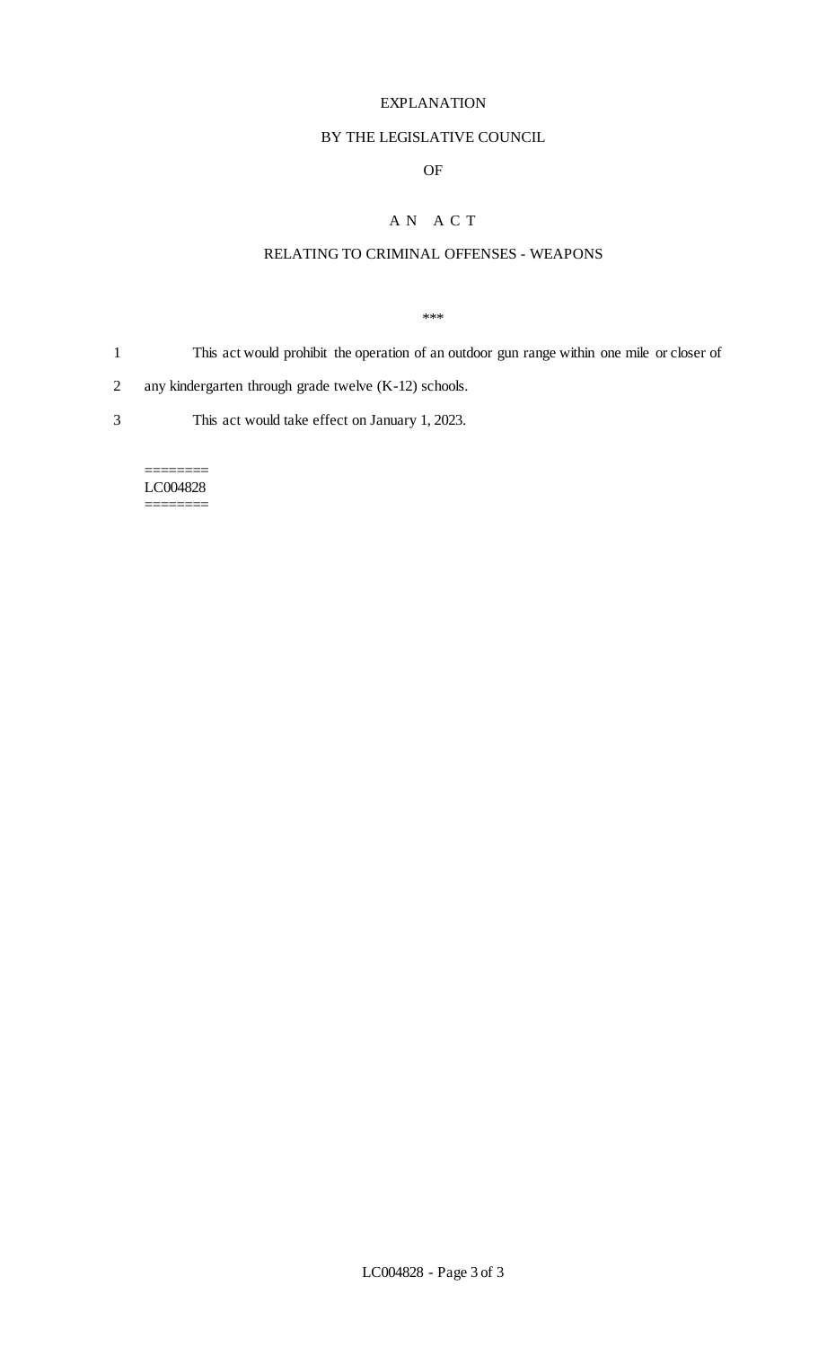EXPLANATION

BY THE LEGISLATIVE COUNCIL

OF

# A N A C T

RELATING TO CRIMINAL OFFENSES - WEAPONS

\*\*\*

1 This act would prohibit the operation of an outdoor gun range within one mile or closer of

2 any kindergarten through grade twelve (K-12) schools.

3 This act would take effect on January 1, 2023.

========
LC004828
========